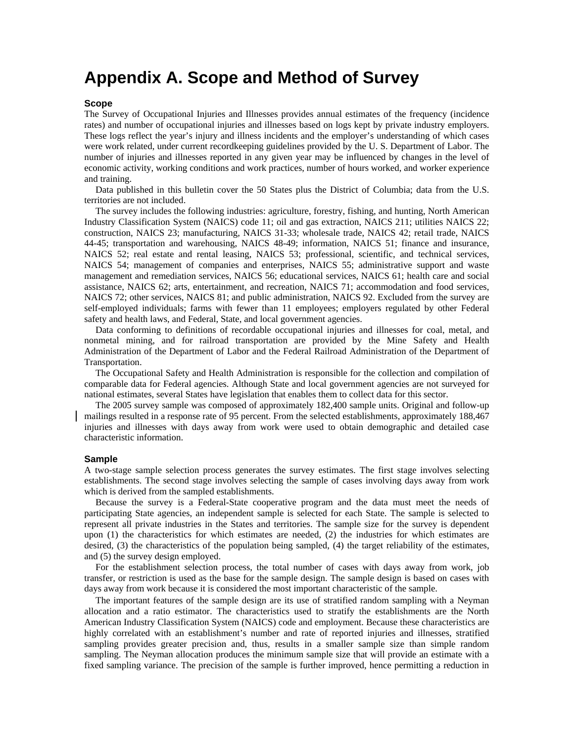# Appendix A. Scope and Method of Survey

### Scope

The Survey of Occupational Injuries and Illnesses provides annual estimates of the frequency (incidence rates) and number of occupational injuries and illnesses based on logs kept by private industry employers. These logs reflect the year's injury and illness incidents and the employer's understanding of which cases were work related, under current recordkeeping guidelines provided by the U. S. Department of Labor. The number of injuries and illnesses reported in any given year may be influenced by changes in the level of economic activity, working conditions and work practices, number of hours worked, and worker experience and training.

Data published in this bulletin cover the 50 States plus the District of Columbia; data from the U.S. territories are not included.

The survey includes the following industries: agriculture, forestry, fishing, and hunting, North American Industry Classification System (NAICS) code 11; oil and gas extraction, NAICS 211; utilities NAICS 22; construction, NAICS 23; manufacturing, NAICS 31-33; wholesale trade, NAICS 42; retail trade, NAICS 44-45; transportation and warehousing, NAICS 48-49; information, NAICS 51; finance and insurance, NAICS 52; real estate and rental leasing, NAICS 53; professional, scientific, and technical services, NAICS 54; management of companies and enterprises, NAICS 55; administrative support and waste management and remediation services, NAICS 56; educational services, NAICS 61; health care and social assistance, NAICS 62; arts, entertainment, and recreation, NAICS 71; accommodation and food services, NAICS 72; other services, NAICS 81; and public administration, NAICS 92. Excluded from the survey are self-employed individuals; farms with fewer than 11 employees; employers regulated by other Federal safety and health laws, and Federal, State, and local government agencies.

Data conforming to definitions of recordable occupational injuries and illnesses for coal, metal, and nonmetal mining, and for railroad transportation are provided by the Mine Safety and Health Administration of the Department of Labor and the Federal Railroad Administration of the Department of Transportation.

The Occupational Safety and Health Administration is responsible for the collection and compilation of comparable data for Federal agencies. Although State and local government agencies are not surveyed for national estimates, several States have legislation that enables them to collect data for this sector.

The 2005 survey sample was composed of approximately 182,400 sample units. Original and follow-up mailings resulted in a response rate of 95 percent. From the selected establishments, approximately 188,467 injuries and illnesses with days away from work were used to obtain demographic and detailed case characteristic information.

### Sample

A two-stage sample selection process generates the survey estimates. The first stage involves selecting establishments. The second stage involves selecting the sample of cases involving days away from work which is derived from the sampled establishments.

Because the survey is a Federal-State cooperative program and the data must meet the needs of participating State agencies, an independent sample is selected for each State. The sample is selected to represent all private industries in the States and territories. The sample size for the survey is dependent upon (1) the characteristics for which estimates are needed, (2) the industries for which estimates are desired, (3) the characteristics of the population being sampled, (4) the target reliability of the estimates, and (5) the survey design employed.

For the establishment selection process, the total number of cases with days away from work, job transfer, or restriction is used as the base for the sample design. The sample design is based on cases with days away from work because it is considered the most important characteristic of the sample.

The important features of the sample design are its use of stratified random sampling with a Neyman allocation and a ratio estimator. The characteristics used to stratify the establishments are the North American Industry Classification System (NAICS) code and employment. Because these characteristics are highly correlated with an establishment's number and rate of reported injuries and illnesses, stratified sampling provides greater precision and, thus, results in a smaller sample size than simple random sampling. The Neyman allocation produces the minimum sample size that will provide an estimate with a fixed sampling variance. The precision of the sample is further improved, hence permitting a reduction in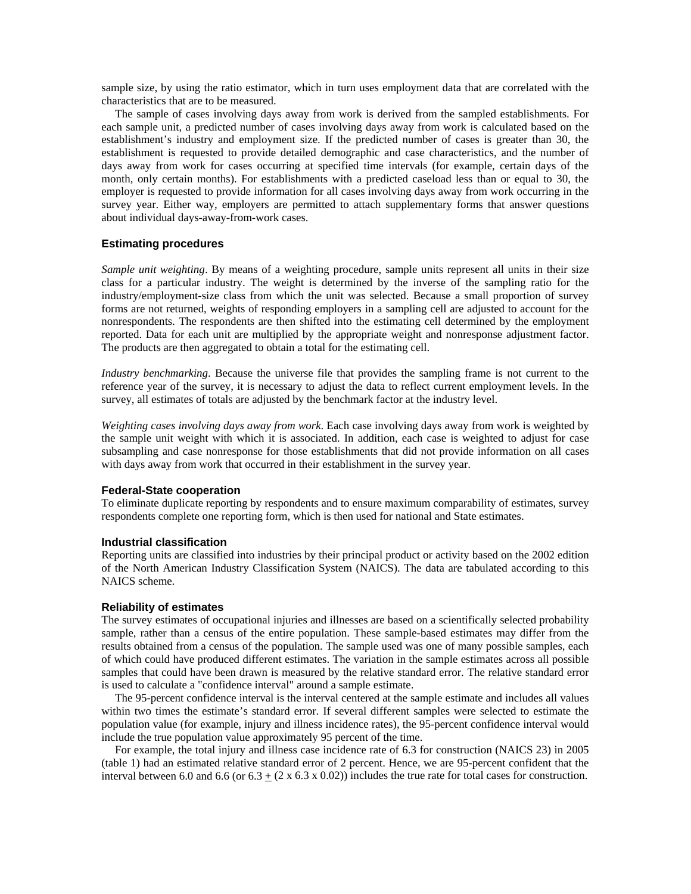sample size, by using the ratio estimator, which in turn uses employment data that are correlated with the characteristics that are to be measured.

The sample of cases involving days away from work is derived from the sampled establishments. For each sample unit, a predicted number of cases involving days away from work is calculated based on the establishment's industry and employment size. If the predicted number of cases is greater than 30, the establishment is requested to provide detailed demographic and case characteristics, and the number of days away from work for cases occurring at specified time intervals (for example, certain days of the month, only certain months). For establishments with a predicted caseload less than or equal to 30, the employer is requested to provide information for all cases involving days away from work occurring in the survey year. Either way, employers are permitted to attach supplementary forms that answer questions about individual days-away-from-work cases.

### Estimating procedures

*Sample unit weighting*. By means of a weighting procedure, sample units represent all units in their size class for a particular industry. The weight is determined by the inverse of the sampling ratio for the industry/employment-size class from which the unit was selected. Because a small proportion of survey forms are not returned, weights of responding employers in a sampling cell are adjusted to account for the nonrespondents. The respondents are then shifted into the estimating cell determined by the employment reported. Data for each unit are multiplied by the appropriate weight and nonresponse adjustment factor. The products are then aggregated to obtain a total for the estimating cell.

*Industry benchmarking*. Because the universe file that provides the sampling frame is not current to the reference year of the survey, it is necessary to adjust the data to reflect current employment levels. In the survey, all estimates of totals are adjusted by the benchmark factor at the industry level.

*Weighting cases involving days away from work*. Each case involving days away from work is weighted by the sample unit weight with which it is associated. In addition, each case is weighted to adjust for case subsampling and case nonresponse for those establishments that did not provide information on all cases with days away from work that occurred in their establishment in the survey year.

### Federal-State cooperation

To eliminate duplicate reporting by respondents and to ensure maximum comparability of estimates, survey respondents complete one reporting form, which is then used for national and State estimates.

### Industrial classification

Reporting units are classified into industries by their principal product or activity based on the 2002 edition of the North American Industry Classification System (NAICS). The data are tabulated according to this NAICS scheme.

### Reliability of estimates

The survey estimates of occupational injuries and illnesses are based on a scientifically selected probability sample, rather than a census of the entire population. These sample-based estimates may differ from the results obtained from a census of the population. The sample used was one of many possible samples, each of which could have produced different estimates. The variation in the sample estimates across all possible samples that could have been drawn is measured by the relative standard error. The relative standard error is used to calculate a "confidence interval" around a sample estimate.

The 95-percent confidence interval is the interval centered at the sample estimate and includes all values within two times the estimate's standard error. If several different samples were selected to estimate the population value (for example, injury and illness incidence rates), the 95-percent confidence interval would include the true population value approximately 95 percent of the time.

For example, the total injury and illness case incidence rate of 6.3 for construction (NAICS 23) in 2005 (table 1) had an estimated relative standard error of 2 percent. Hence, we are 95-percent confident that the interval between 6.0 and 6.6 (or $6.3 \pm (2 \times 6.3 \times 0.02)$) includes the true rate for total cases for construction.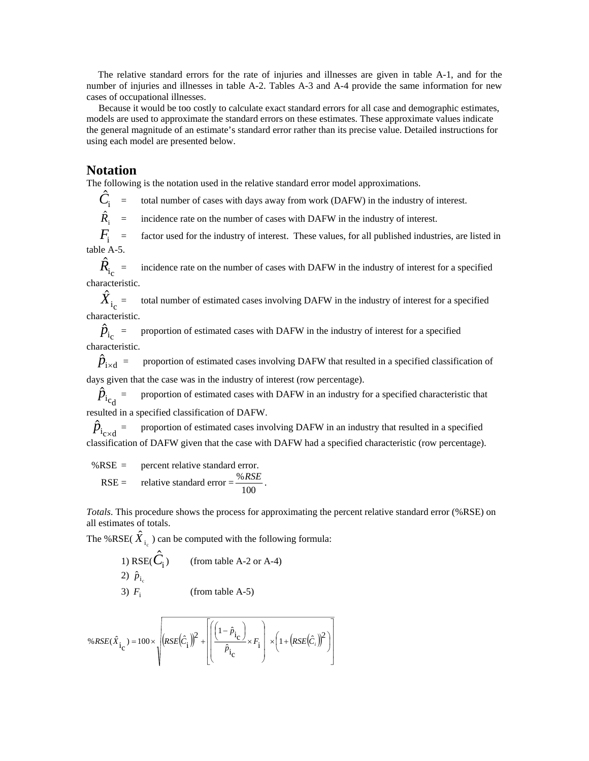The relative standard errors for the rate of injuries and illnesses are given in table A-1, and for the number of injuries and illnesses in table A-2. Tables A-3 and A-4 provide the same information for new cases of occupational illnesses.

Because it would be too costly to calculate exact standard errors for all case and demographic estimates, models are used to approximate the standard errors on these estimates. These approximate values indicate the general magnitude of an estimate's standard error rather than its precise value. Detailed instructions for using each model are presented below.

## Notation

The following is the notation used in the relative standard error model approximations.

$\hat{C}_i$ = total number of cases with days away from work (DAFW) in the industry of interest.

$\hat{R}_i$ = incidence rate on the number of cases with DAFW in the industry of interest.

$F_i$ = factor used for the industry of interest. These values, for all published industries, are listed in table A-5.

$\hat{R}_{i_c}$ = incidence rate on the number of cases with DAFW in the industry of interest for a specified characteristic.

$\hat{X}_{i_c}$ = total number of estimated cases involving DAFW in the industry of interest for a specified characteristic.

$\hat{p}_{i_c}$ = proportion of estimated cases with DAFW in the industry of interest for a specified characteristic.

$\hat{p}_{i \times d}$ = proportion of estimated cases involving DAFW that resulted in a specified classification of days given that the case was in the industry of interest (row percentage).

$\hat{p}_{i_{c_d}}$ = proportion of estimated cases with DAFW in an industry for a specified characteristic that resulted in a specified classification of DAFW.

$\hat{p}_{i_{c \times d}}$ = proportion of estimated cases involving DAFW in an industry that resulted in a specified classification of DAFW given that the case with DAFW had a specified characteristic (row percentage).

%RSE = percent relative standard error.

RSE = relative standard error = $\dfrac{\%RSE}{100}$.

*Totals*. This procedure shows the process for approximating the percent relative standard error (%RSE) on all estimates of totals.

The %RSE( $\hat{X}_{i_c}$ ) can be computed with the following formula:

1) RSE( $\hat{C}_i$ ) (from table A-2 or A-4)
2) $\hat{p}_{i_c}$
3) $F_i$ (from table A-5)

$$\%RSE(\hat{X}_{i_c}) = 100 \times \sqrt{\left(RSE\left(\hat{C}_i\right)\right)^2 + \left[\left(\left(\frac{1-\hat{p}_{i_c}}{\hat{p}_{i_c}}\right) \times F_i\right) \times \left(1 + \left(RSE\left(\hat{C}_i\right)\right)^2\right)\right]}$$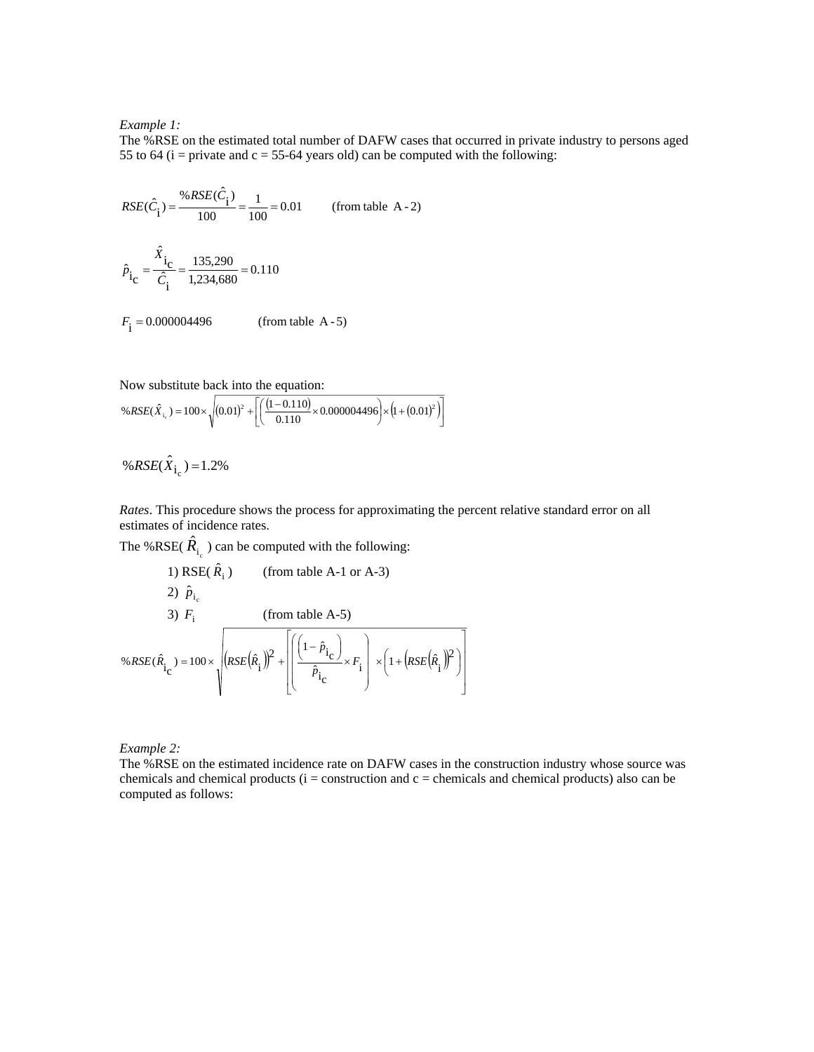*Example 1:*
The %RSE on the estimated total number of DAFW cases that occurred in private industry to persons aged 55 to 64 (i = private and c = 55-64 years old) can be computed with the following:

$$RSE(\hat{C}_{\mathrm{i}}) = \frac{\%RSE(\hat{C}_{\mathrm{i}})}{100} = \frac{1}{100} = 0.01 \qquad \text{(from table A-2)}$$

$$\hat{p}_{\mathrm{i_c}} = \frac{\hat{X}_{\mathrm{i_c}}}{\hat{C}_{\mathrm{i}}} = \frac{135{,}290}{1{,}234{,}680} = 0.110$$

$$F_{\mathrm{i}} = 0.000004496 \qquad \text{(from table A-5)}$$

Now substitute back into the equation:

$$\%RSE(\hat{X}_{\mathrm{i_c}}) = 100 \times \sqrt{(0.01)^2 + \left[\left(\frac{(1-0.110)}{0.110} \times 0.000004496\right) \times \left(1 + (0.01)^2\right)\right]}$$

$$\%RSE(\hat{X}_{\mathrm{i_c}}) = 1.2\%$$

*Rates*. This procedure shows the process for approximating the percent relative standard error on all estimates of incidence rates.

The %RSE( $\hat{R}_{\mathrm{i_c}}$ ) can be computed with the following:

1) RSE( $\hat{R}_{\mathrm{i}}$ ) (from table A-1 or A-3)
2) $\hat{p}_{\mathrm{i_c}}$
3) $F_{\mathrm{i}}$ (from table A-5)

$$\%RSE(\hat{R}_{\mathrm{i_c}}) = 100 \times \sqrt{\left(RSE(\hat{R}_{\mathrm{i}})\right)^2 + \left[\left(\frac{\left(1 - \hat{p}_{\mathrm{i_c}}\right)}{\hat{p}_{\mathrm{i_c}}} \times F_{\mathrm{i}}\right) \times \left(1 + \left(RSE(\hat{R}_{\mathrm{i}})\right)^2\right)\right]}$$

*Example 2:*
The %RSE on the estimated incidence rate on DAFW cases in the construction industry whose source was chemicals and chemical products (i = construction and c = chemicals and chemical products) also can be computed as follows: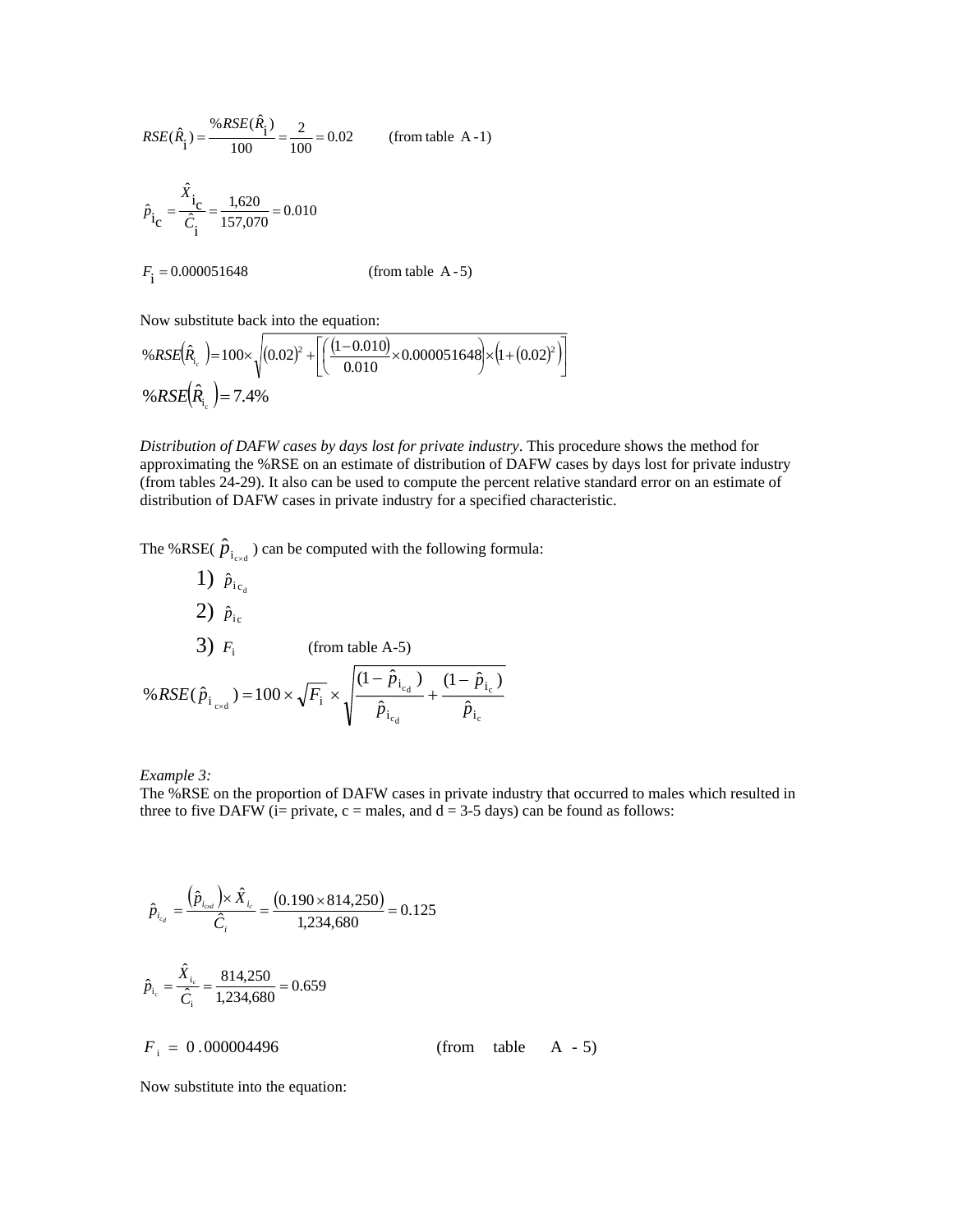$$RSE(\hat{R}_{\mathrm{i}}) = \frac{\%RSE(\hat{R}_{\mathrm{i}})}{100} = \frac{2}{100} = 0.02 \qquad \text{(from table A-1)}$$

$$\hat{p}_{\mathrm{i_c}} = \frac{\hat{X}_{\mathrm{i_c}}}{\hat{C}_{\mathrm{i}}} = \frac{1{,}620}{157{,}070} = 0.010$$

$$F_{\mathrm{i}} = 0.000051648 \qquad \text{(from table A-5)}$$

Now substitute back into the equation:

$$\%RSE(\hat{R}_{\mathrm{i_c}}) = 100 \times \sqrt{(0.02)^2 + \left[\left(\frac{(1-0.010)}{0.010} \times 0.000051648\right) \times \left(1 + (0.02)^2\right)\right]}$$

$$\%RSE(\hat{R}_{\mathrm{i_c}}) = 7.4\%$$

*Distribution of DAFW cases by days lost for private industry*. This procedure shows the method for approximating the %RSE on an estimate of distribution of DAFW cases by days lost for private industry (from tables 24-29). It also can be used to compute the percent relative standard error on an estimate of distribution of DAFW cases in private industry for a specified characteristic.

The %RSE( $\hat{p}_{\mathrm{i_{c\times d}}}$ ) can be computed with the following formula:

1) $\hat{p}_{\mathrm{i\,c_d}}$
2) $\hat{p}_{\mathrm{i\,c}}$
3) $F_{\mathrm{i}}$ (from table A-5)

$$\%RSE(\hat{p}_{\mathrm{i}_{\,c\times d}}) = 100 \times \sqrt{F_{\mathrm{i}}} \times \sqrt{\frac{(1-\hat{p}_{\mathrm{i_{c_d}}})}{\hat{p}_{\mathrm{i_{c_d}}}} + \frac{(1-\hat{p}_{\mathrm{i_c}})}{\hat{p}_{\mathrm{i_c}}}}$$

*Example 3:*
The %RSE on the proportion of DAFW cases in private industry that occurred to males which resulted in three to five DAFW (i= private, c = males, and d = 3-5 days) can be found as follows:

$$\hat{p}_{i_{c_d}} = \frac{(\hat{p}_{i_{cxd}}) \times \hat{X}_{i_c}}{\hat{C}_i} = \frac{(0.190 \times 814{,}250)}{1{,}234{,}680} = 0.125$$

$$\hat{p}_{\mathrm{i_c}} = \frac{\hat{X}_{\mathrm{i_c}}}{\hat{C}_{\mathrm{i}}} = \frac{814{,}250}{1{,}234{,}680} = 0.659$$

$$F_{\mathrm{i}} = 0.000004496 \qquad \text{(from table A-5)}$$

Now substitute into the equation: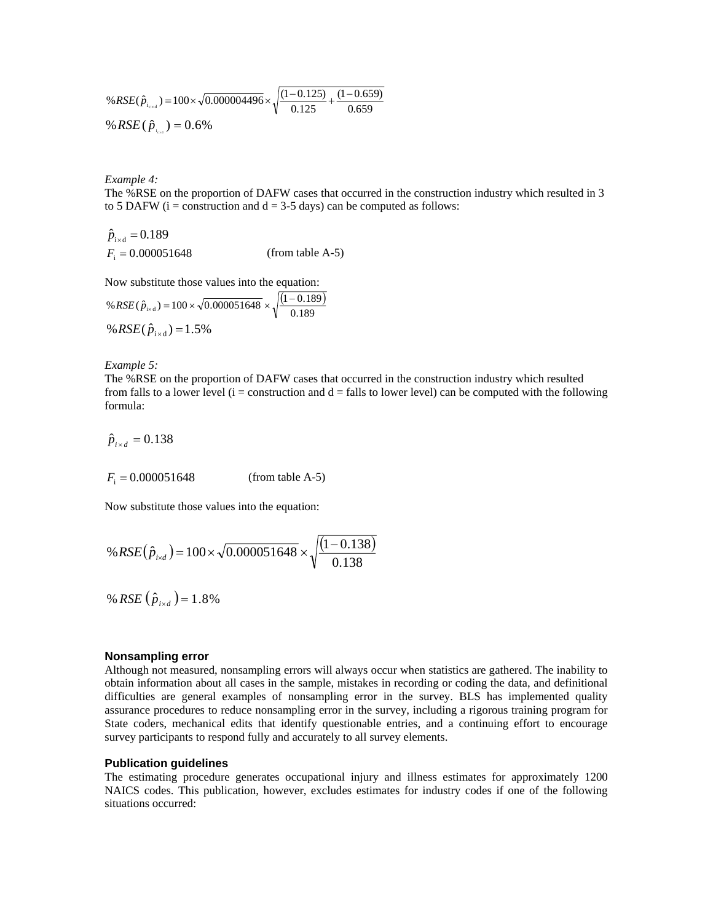$$\%RSE(\hat{p}_{i_{c \times d}}) = 100 \times \sqrt{0.000004496} \times \sqrt{\frac{(1-0.125)}{0.125} + \frac{(1-0.659)}{0.659}}$$

$$\%RSE(\hat{p}_{i_{c \times d}}) = 0.6\%$$

*Example 4:*
The %RSE on the proportion of DAFW cases that occurred in the construction industry which resulted in 3 to 5 DAFW (i = construction and d = 3-5 days) can be computed as follows:

$$\hat{p}_{i \times d} = 0.189$$

$$F_i = 0.000051648 \qquad \text{(from table A-5)}$$

Now substitute those values into the equation:

$$\%RSE(\hat{p}_{i \times d}) = 100 \times \sqrt{0.000051648} \times \sqrt{\frac{(1-0.189)}{0.189}}$$

$$\%RSE(\hat{p}_{i \times d}) = 1.5\%$$

*Example 5:*
The %RSE on the proportion of DAFW cases that occurred in the construction industry which resulted from falls to a lower level (i = construction and d = falls to lower level) can be computed with the following formula:

$$\hat{p}_{i \times d} = 0.138$$

$$F_i = 0.000051648 \qquad \text{(from table A-5)}$$

Now substitute those values into the equation:

$$\%RSE(\hat{p}_{i \times d}) = 100 \times \sqrt{0.000051648} \times \sqrt{\frac{(1-0.138)}{0.138}}$$

$$\%RSE(\hat{p}_{i \times d}) = 1.8\%$$

**Nonsampling error**

Although not measured, nonsampling errors will always occur when statistics are gathered. The inability to obtain information about all cases in the sample, mistakes in recording or coding the data, and definitional difficulties are general examples of nonsampling error in the survey. BLS has implemented quality assurance procedures to reduce nonsampling error in the survey, including a rigorous training program for State coders, mechanical edits that identify questionable entries, and a continuing effort to encourage survey participants to respond fully and accurately to all survey elements.

**Publication guidelines**

The estimating procedure generates occupational injury and illness estimates for approximately 1200 NAICS codes. This publication, however, excludes estimates for industry codes if one of the following situations occurred: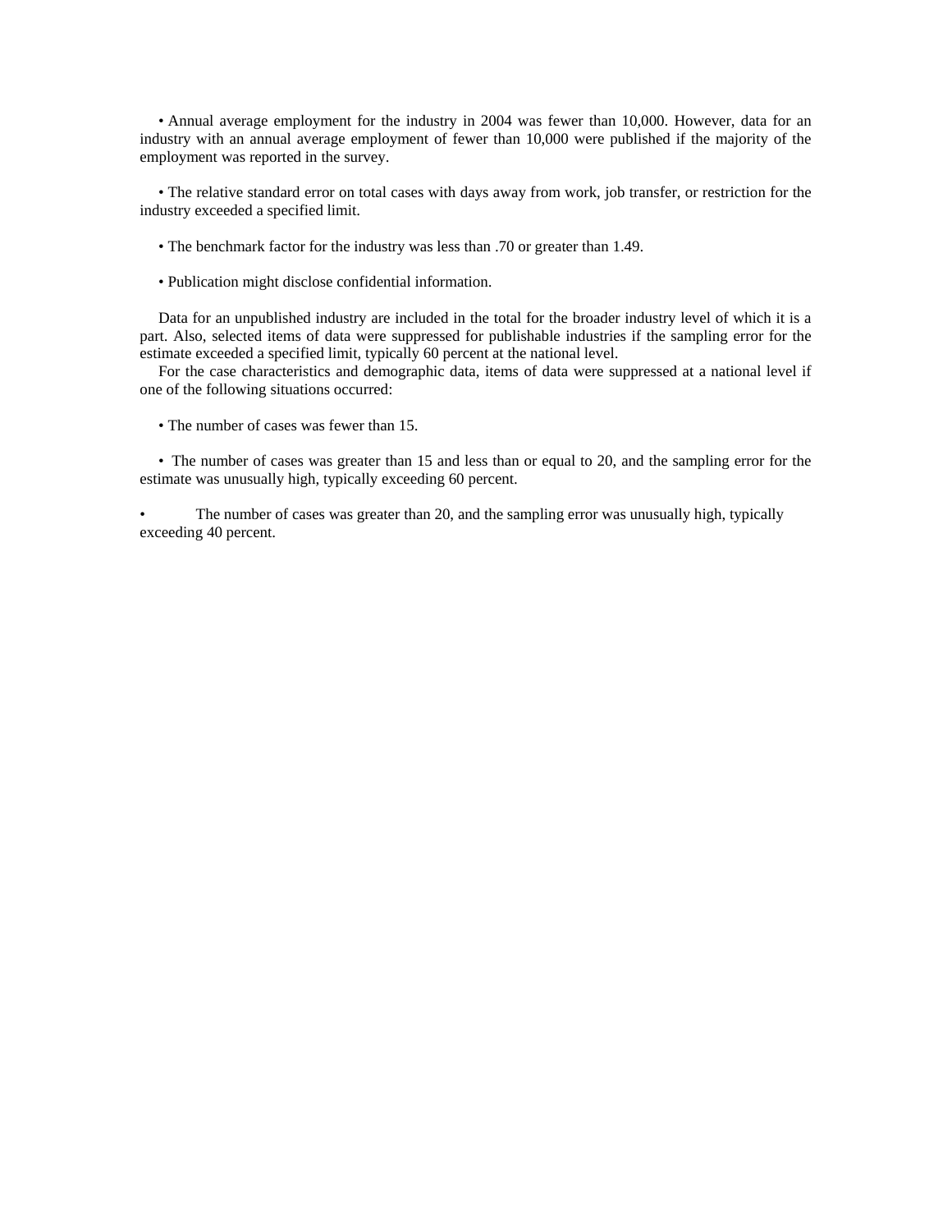- Annual average employment for the industry in 2004 was fewer than 10,000. However, data for an industry with an annual average employment of fewer than 10,000 were published if the majority of the employment was reported in the survey.

- The relative standard error on total cases with days away from work, job transfer, or restriction for the industry exceeded a specified limit.

- The benchmark factor for the industry was less than .70 or greater than 1.49.

- Publication might disclose confidential information.

Data for an unpublished industry are included in the total for the broader industry level of which it is a part. Also, selected items of data were suppressed for publishable industries if the sampling error for the estimate exceeded a specified limit, typically 60 percent at the national level.

For the case characteristics and demographic data, items of data were suppressed at a national level if one of the following situations occurred:

- The number of cases was fewer than 15.

- The number of cases was greater than 15 and less than or equal to 20, and the sampling error for the estimate was unusually high, typically exceeding 60 percent.

- The number of cases was greater than 20, and the sampling error was unusually high, typically exceeding 40 percent.